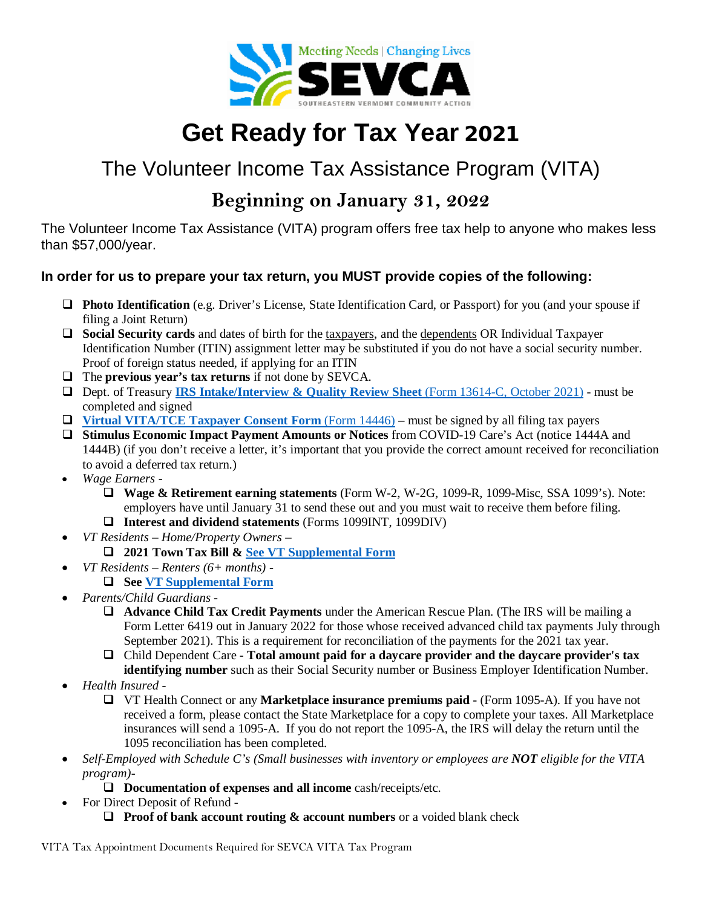Meeting Needs | Changing Lives

SEVCA

SOUTHEASTERN VERMONT COMMUNITY ACTION

# Get Ready for Tax Year 2021

## The Volunteer Income Tax Assistance Program (VITA)

## Beginning on January 31, 2022

The Volunteer Income Tax Assistance (VITA) program offers free tax help to anyone who makes less than $57,000/year.

### In order for us to prepare your tax return, you MUST provide copies of the following:

- ❑ **Photo Identification** (e.g. Driver's License, State Identification Card, or Passport) for you (and your spouse if filing a Joint Return)
- ❑ **Social Security cards** and dates of birth for the taxpayers, and the dependents OR Individual Taxpayer Identification Number (ITIN) assignment letter may be substituted if you do not have a social security number. Proof of foreign status needed, if applying for an ITIN
- ❑ The **previous year's tax returns** if not done by SEVCA.
- ❑ Dept. of Treasury **IRS Intake/Interview & Quality Review Sheet** (Form 13614-C, October 2021) - must be completed and signed
- ❑ **Virtual VITA/TCE Taxpayer Consent Form** (Form 14446) – must be signed by all filing tax payers
- ❑ **Stimulus Economic Impact Payment Amounts or Notices** from COVID-19 Care's Act (notice 1444A and 1444B) (if you don't receive a letter, it's important that you provide the correct amount received for reconciliation to avoid a deferred tax return.)
- *Wage Earners -*
  - ❑ **Wage & Retirement earning statements** (Form W-2, W-2G, 1099-R, 1099-Misc, SSA 1099's). Note: employers have until January 31 to send these out and you must wait to receive them before filing.
  - ❑ **Interest and dividend statements** (Forms 1099INT, 1099DIV)
- *VT Residents – Home/Property Owners –*
  - ❑ **2021 Town Tax Bill & See VT Supplemental Form**
- *VT Residents – Renters (6+ months) -*
  - ❑ **See VT Supplemental Form**
- *Parents/Child Guardians -*
  - ❑ **Advance Child Tax Credit Payments** under the American Rescue Plan. (The IRS will be mailing a Form Letter 6419 out in January 2022 for those whose received advanced child tax payments July through September 2021). This is a requirement for reconciliation of the payments for the 2021 tax year.
  - ❑ Child Dependent Care - **Total amount paid for a daycare provider and the daycare provider's tax identifying number** such as their Social Security number or Business Employer Identification Number.
- *Health Insured -*
  - ❑ VT Health Connect or any **Marketplace insurance premiums paid** - (Form 1095-A). If you have not received a form, please contact the State Marketplace for a copy to complete your taxes. All Marketplace insurances will send a 1095-A. If you do not report the 1095-A, the IRS will delay the return until the 1095 reconciliation has been completed.
- *Self-Employed with Schedule C's (Small businesses with inventory or employees are **NOT** eligible for the VITA program)-*
  - ❑ **Documentation of expenses and all income** cash/receipts/etc.
- For Direct Deposit of Refund -
  - ❑ **Proof of bank account routing & account numbers** or a voided blank check

VITA Tax Appointment Documents Required for SEVCA VITA Tax Program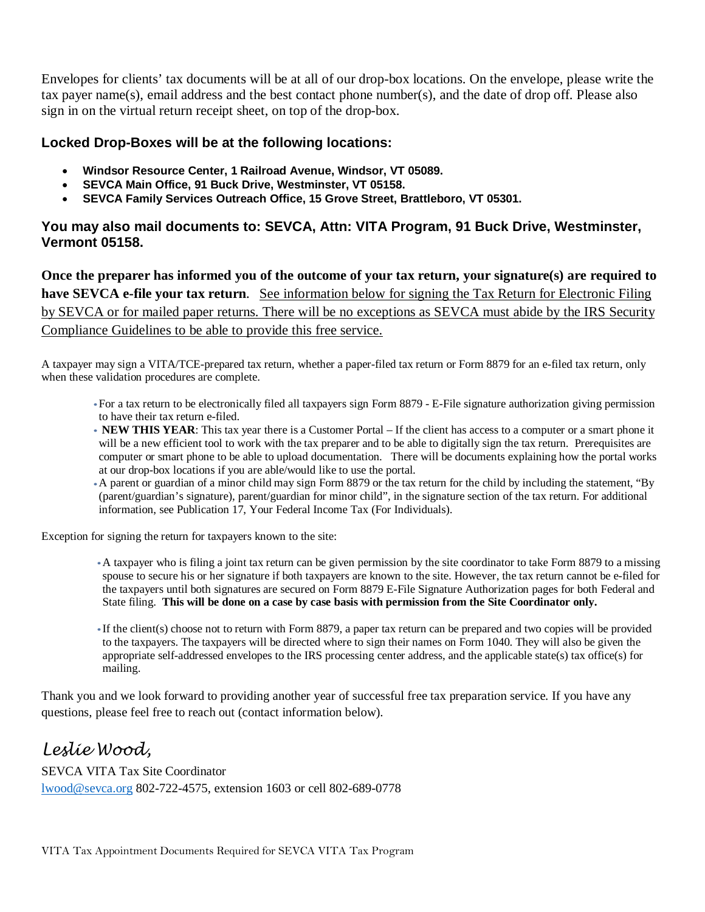Envelopes for clients' tax documents will be at all of our drop-box locations. On the envelope, please write the tax payer name(s), email address and the best contact phone number(s), and the date of drop off. Please also sign in on the virtual return receipt sheet, on top of the drop-box.

### Locked Drop-Boxes will be at the following locations:

- **Windsor Resource Center, 1 Railroad Avenue, Windsor, VT 05089.**
- **SEVCA Main Office, 91 Buck Drive, Westminster, VT 05158.**
- **SEVCA Family Services Outreach Office, 15 Grove Street, Brattleboro, VT 05301.**

### You may also mail documents to: SEVCA, Attn: VITA Program, 91 Buck Drive, Westminster, Vermont 05158.

**Once the preparer has informed you of the outcome of your tax return, your signature(s) are required to have SEVCA e-file your tax return**. <u>See information below for signing the Tax Return for Electronic Filing by SEVCA or for mailed paper returns. There will be no exceptions as SEVCA must abide by the IRS Security Compliance Guidelines to be able to provide this free service.</u>

A taxpayer may sign a VITA/TCE-prepared tax return, whether a paper-filed tax return or Form 8879 for an e-filed tax return, only when these validation procedures are complete.

- For a tax return to be electronically filed all taxpayers sign Form 8879 - E-File signature authorization giving permission to have their tax return e-filed.
- **NEW THIS YEAR**: This tax year there is a Customer Portal – If the client has access to a computer or a smart phone it will be a new efficient tool to work with the tax preparer and to be able to digitally sign the tax return. Prerequisites are computer or smart phone to be able to upload documentation. There will be documents explaining how the portal works at our drop-box locations if you are able/would like to use the portal.
- A parent or guardian of a minor child may sign Form 8879 or the tax return for the child by including the statement, "By (parent/guardian's signature), parent/guardian for minor child", in the signature section of the tax return. For additional information, see Publication 17, Your Federal Income Tax (For Individuals).

Exception for signing the return for taxpayers known to the site:

- A taxpayer who is filing a joint tax return can be given permission by the site coordinator to take Form 8879 to a missing spouse to secure his or her signature if both taxpayers are known to the site. However, the tax return cannot be e-filed for the taxpayers until both signatures are secured on Form 8879 E-File Signature Authorization pages for both Federal and State filing. **This will be done on a case by case basis with permission from the Site Coordinator only.**

- If the client(s) choose not to return with Form 8879, a paper tax return can be prepared and two copies will be provided to the taxpayers. The taxpayers will be directed where to sign their names on Form 1040. They will also be given the appropriate self-addressed envelopes to the IRS processing center address, and the applicable state(s) tax office(s) for mailing.

Thank you and we look forward to providing another year of successful free tax preparation service. If you have any questions, please feel free to reach out (contact information below).

*Leslie Wood,*

SEVCA VITA Tax Site Coordinator
lwood@sevca.org 802-722-4575, extension 1603 or cell 802-689-0778